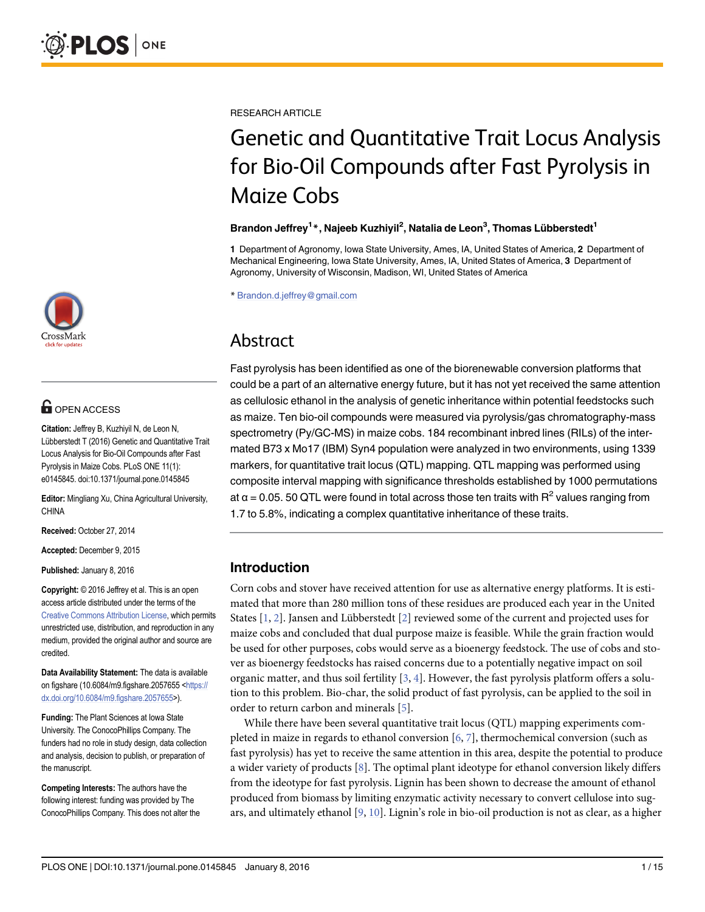RESEARCH ARTICLE

# Genetic and Quantitative Trait Locus Analysis for Bio-Oil Compounds after Fast Pyrolysis in Maize Cobs

**Brandon Jeffrey[1]*, Najeeb Kuzhiyil[2], Natalia de Leon[3], Thomas Lübberstedt[1]**

**1** Department of Agronomy, Iowa State University, Ames, IA, United States of America, **2** Department of Mechanical Engineering, Iowa State University, Ames, IA, United States of America, **3** Department of Agronomy, University of Wisconsin, Madison, WI, United States of America

* Brandon.d.jeffrey@gmail.com

OPEN ACCESS

**Citation:** Jeffrey B, Kuzhiyil N, de Leon N, Lübberstedt T (2016) Genetic and Quantitative Trait Locus Analysis for Bio-Oil Compounds after Fast Pyrolysis in Maize Cobs. PLoS ONE 11(1): e0145845. doi:10.1371/journal.pone.0145845

**Editor:** Mingliang Xu, China Agricultural University, CHINA

**Received:** October 27, 2014

**Accepted:** December 9, 2015

**Published:** January 8, 2016

**Copyright:** © 2016 Jeffrey et al. This is an open access article distributed under the terms of the Creative Commons Attribution License, which permits unrestricted use, distribution, and reproduction in any medium, provided the original author and source are credited.

**Data Availability Statement:** The data is available on figshare (10.6084/m9.figshare.2057655 <https://dx.doi.org/10.6084/m9.figshare.2057655>).

**Funding:** The Plant Sciences at Iowa State University. The ConocoPhillips Company. The funders had no role in study design, data collection and analysis, decision to publish, or preparation of the manuscript.

**Competing Interests:** The authors have the following interest: funding was provided by The ConocoPhillips Company. This does not alter the

## Abstract

Fast pyrolysis has been identified as one of the biorenewable conversion platforms that could be a part of an alternative energy future, but it has not yet received the same attention as cellulosic ethanol in the analysis of genetic inheritance within potential feedstocks such as maize. Ten bio-oil compounds were measured via pyrolysis/gas chromatography-mass spectrometry (Py/GC-MS) in maize cobs. 184 recombinant inbred lines (RILs) of the intermated B73 x Mo17 (IBM) Syn4 population were analyzed in two environments, using 1339 markers, for quantitative trait locus (QTL) mapping. QTL mapping was performed using composite interval mapping with significance thresholds established by 1000 permutations at $\alpha = 0.05$. 50 QTL were found in total across those ten traits with $R^2$ values ranging from 1.7 to 5.8%, indicating a complex quantitative inheritance of these traits.

## Introduction

Corn cobs and stover have received attention for use as alternative energy platforms. It is estimated that more than 280 million tons of these residues are produced each year in the United States [1, 2]. Jansen and Lübberstedt [2] reviewed some of the current and projected uses for maize cobs and concluded that dual purpose maize is feasible. While the grain fraction would be used for other purposes, cobs would serve as a bioenergy feedstock. The use of cobs and stover as bioenergy feedstocks has raised concerns due to a potentially negative impact on soil organic matter, and thus soil fertility [3, 4]. However, the fast pyrolysis platform offers a solution to this problem. Bio-char, the solid product of fast pyrolysis, can be applied to the soil in order to return carbon and minerals [5].

While there have been several quantitative trait locus (QTL) mapping experiments completed in maize in regards to ethanol conversion [6, 7], thermochemical conversion (such as fast pyrolysis) has yet to receive the same attention in this area, despite the potential to produce a wider variety of products [8]. The optimal plant ideotype for ethanol conversion likely differs from the ideotype for fast pyrolysis. Lignin has been shown to decrease the amount of ethanol produced from biomass by limiting enzymatic activity necessary to convert cellulose into sugars, and ultimately ethanol [9, 10]. Lignin's role in bio-oil production is not as clear, as a higher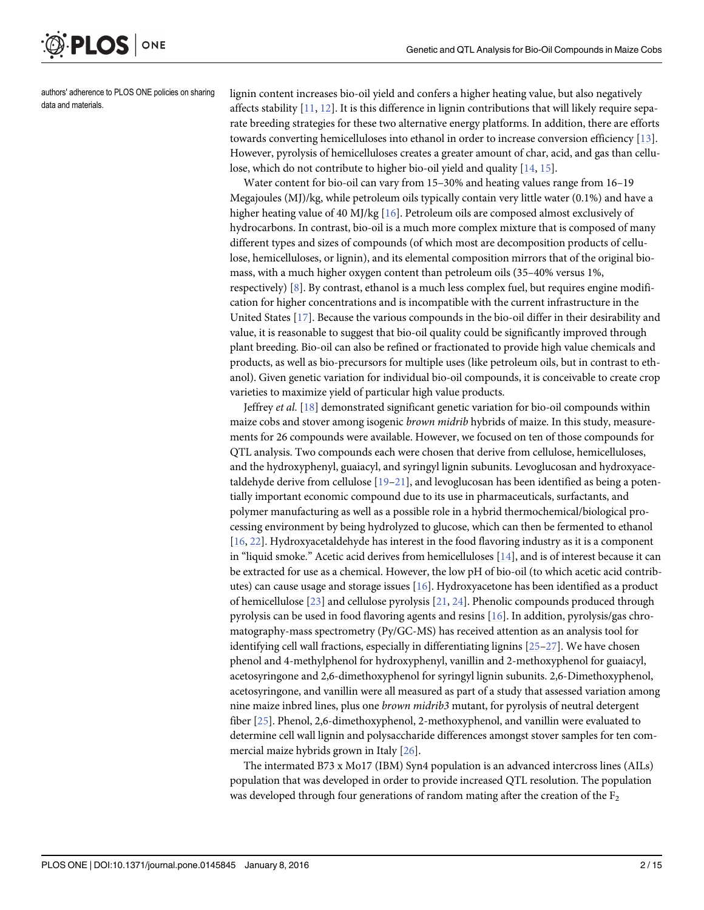authors' adherence to PLOS ONE policies on sharing data and materials.

lignin content increases bio-oil yield and confers a higher heating value, but also negatively affects stability [11, 12]. It is this difference in lignin contributions that will likely require separate breeding strategies for these two alternative energy platforms. In addition, there are efforts towards converting hemicelluloses into ethanol in order to increase conversion efficiency [13]. However, pyrolysis of hemicelluloses creates a greater amount of char, acid, and gas than cellulose, which do not contribute to higher bio-oil yield and quality [14, 15].

Water content for bio-oil can vary from 15–30% and heating values range from 16–19 Megajoules (MJ)/kg, while petroleum oils typically contain very little water (0.1%) and have a higher heating value of 40 MJ/kg [16]. Petroleum oils are composed almost exclusively of hydrocarbons. In contrast, bio-oil is a much more complex mixture that is composed of many different types and sizes of compounds (of which most are decomposition products of cellulose, hemicelluloses, or lignin), and its elemental composition mirrors that of the original biomass, with a much higher oxygen content than petroleum oils (35–40% versus 1%, respectively) [8]. By contrast, ethanol is a much less complex fuel, but requires engine modification for higher concentrations and is incompatible with the current infrastructure in the United States [17]. Because the various compounds in the bio-oil differ in their desirability and value, it is reasonable to suggest that bio-oil quality could be significantly improved through plant breeding. Bio-oil can also be refined or fractionated to provide high value chemicals and products, as well as bio-precursors for multiple uses (like petroleum oils, but in contrast to ethanol). Given genetic variation for individual bio-oil compounds, it is conceivable to create crop varieties to maximize yield of particular high value products.

Jeffrey *et al.* [18] demonstrated significant genetic variation for bio-oil compounds within maize cobs and stover among isogenic *brown midrib* hybrids of maize. In this study, measurements for 26 compounds were available. However, we focused on ten of those compounds for QTL analysis. Two compounds each were chosen that derive from cellulose, hemicelluloses, and the hydroxyphenyl, guaiacyl, and syringyl lignin subunits. Levoglucosan and hydroxyacetaldehyde derive from cellulose [19–21], and levoglucosan has been identified as being a potentially important economic compound due to its use in pharmaceuticals, surfactants, and polymer manufacturing as well as a possible role in a hybrid thermochemical/biological processing environment by being hydrolyzed to glucose, which can then be fermented to ethanol [16, 22]. Hydroxyacetaldehyde has interest in the food flavoring industry as it is a component in "liquid smoke." Acetic acid derives from hemicelluloses [14], and is of interest because it can be extracted for use as a chemical. However, the low pH of bio-oil (to which acetic acid contributes) can cause usage and storage issues [16]. Hydroxyacetone has been identified as a product of hemicellulose [23] and cellulose pyrolysis [21, 24]. Phenolic compounds produced through pyrolysis can be used in food flavoring agents and resins [16]. In addition, pyrolysis/gas chromatography-mass spectrometry (Py/GC-MS) has received attention as an analysis tool for identifying cell wall fractions, especially in differentiating lignins [25–27]. We have chosen phenol and 4-methylphenol for hydroxyphenyl, vanillin and 2-methoxyphenol for guaiacyl, acetosyringone and 2,6-dimethoxyphenol for syringyl lignin subunits. 2,6-Dimethoxyphenol, acetosyringone, and vanillin were all measured as part of a study that assessed variation among nine maize inbred lines, plus one *brown midrib3* mutant, for pyrolysis of neutral detergent fiber [25]. Phenol, 2,6-dimethoxyphenol, 2-methoxyphenol, and vanillin were evaluated to determine cell wall lignin and polysaccharide differences amongst stover samples for ten commercial maize hybrids grown in Italy [26].

The intermated B73 x Mo17 (IBM) Syn4 population is an advanced intercross lines (AILs) population that was developed in order to provide increased QTL resolution. The population was developed through four generations of random mating after the creation of the $F_2$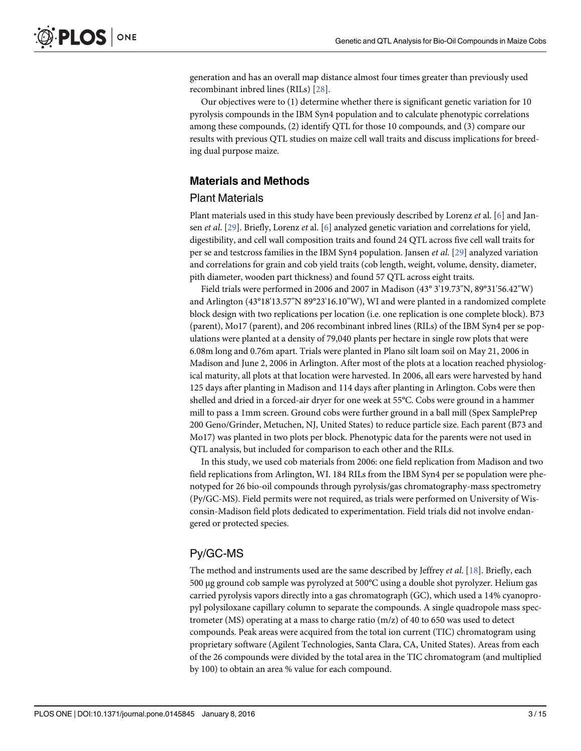generation and has an overall map distance almost four times greater than previously used recombinant inbred lines (RILs) [28].

Our objectives were to (1) determine whether there is significant genetic variation for 10 pyrolysis compounds in the IBM Syn4 population and to calculate phenotypic correlations among these compounds, (2) identify QTL for those 10 compounds, and (3) compare our results with previous QTL studies on maize cell wall traits and discuss implications for breeding dual purpose maize.

## Materials and Methods

### Plant Materials

Plant materials used in this study have been previously described by Lorenz *et al.* [6] and Jansen *et al.* [29]. Briefly, Lorenz *et al.* [6] analyzed genetic variation and correlations for yield, digestibility, and cell wall composition traits and found 24 QTL across five cell wall traits for per se and testcross families in the IBM Syn4 population. Jansen *et al.* [29] analyzed variation and correlations for grain and cob yield traits (cob length, weight, volume, density, diameter, pith diameter, wooden part thickness) and found 57 QTL across eight traits.

Field trials were performed in 2006 and 2007 in Madison (43° 3'19.73"N, 89°31'56.42"W) and Arlington (43°18'13.57"N 89°23'16.10"W), WI and were planted in a randomized complete block design with two replications per location (i.e. one replication is one complete block). B73 (parent), Mo17 (parent), and 206 recombinant inbred lines (RILs) of the IBM Syn4 per se populations were planted at a density of 79,040 plants per hectare in single row plots that were 6.08m long and 0.76m apart. Trials were planted in Plano silt loam soil on May 21, 2006 in Madison and June 2, 2006 in Arlington. After most of the plots at a location reached physiological maturity, all plots at that location were harvested. In 2006, all ears were harvested by hand 125 days after planting in Madison and 114 days after planting in Arlington. Cobs were then shelled and dried in a forced-air dryer for one week at 55°C. Cobs were ground in a hammer mill to pass a 1mm screen. Ground cobs were further ground in a ball mill (Spex SamplePrep 200 Geno/Grinder, Metuchen, NJ, United States) to reduce particle size. Each parent (B73 and Mo17) was planted in two plots per block. Phenotypic data for the parents were not used in QTL analysis, but included for comparison to each other and the RILs.

In this study, we used cob materials from 2006: one field replication from Madison and two field replications from Arlington, WI. 184 RILs from the IBM Syn4 per se population were phenotyped for 26 bio-oil compounds through pyrolysis/gas chromatography-mass spectrometry (Py/GC-MS). Field permits were not required, as trials were performed on University of Wisconsin-Madison field plots dedicated to experimentation. Field trials did not involve endangered or protected species.

### Py/GC-MS

The method and instruments used are the same described by Jeffrey *et al.* [18]. Briefly, each 500 μg ground cob sample was pyrolyzed at 500°C using a double shot pyrolyzer. Helium gas carried pyrolysis vapors directly into a gas chromatograph (GC), which used a 14% cyanopropyl polysiloxane capillary column to separate the compounds. A single quadropole mass spectrometer (MS) operating at a mass to charge ratio (m/z) of 40 to 650 was used to detect compounds. Peak areas were acquired from the total ion current (TIC) chromatogram using proprietary software (Agilent Technologies, Santa Clara, CA, United States). Areas from each of the 26 compounds were divided by the total area in the TIC chromatogram (and multiplied by 100) to obtain an area % value for each compound.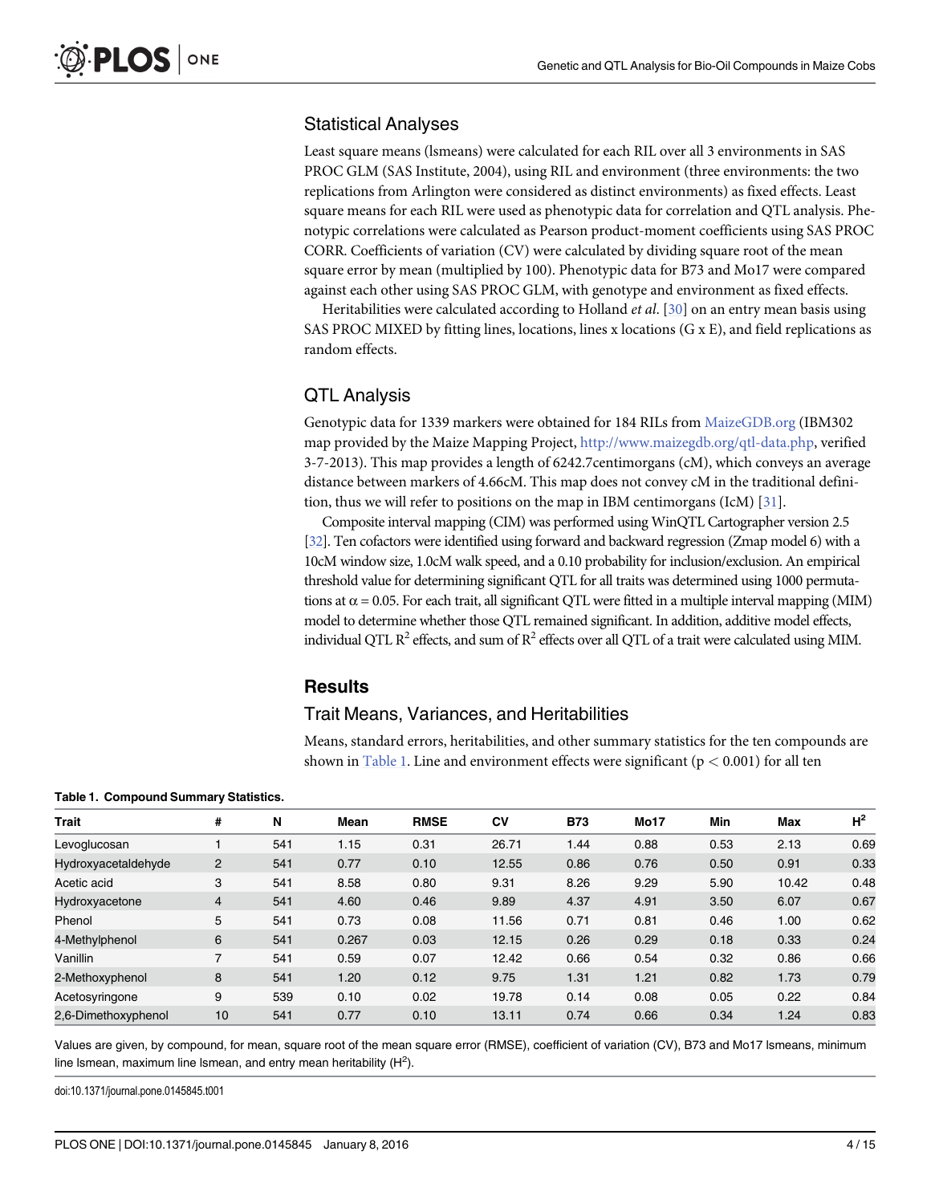### Statistical Analyses

Least square means (lsmeans) were calculated for each RIL over all 3 environments in SAS PROC GLM (SAS Institute, 2004), using RIL and environment (three environments: the two replications from Arlington were considered as distinct environments) as fixed effects. Least square means for each RIL were used as phenotypic data for correlation and QTL analysis. Phenotypic correlations were calculated as Pearson product-moment coefficients using SAS PROC CORR. Coefficients of variation (CV) were calculated by dividing square root of the mean square error by mean (multiplied by 100). Phenotypic data for B73 and Mo17 were compared against each other using SAS PROC GLM, with genotype and environment as fixed effects.

Heritabilities were calculated according to Holland *et al.* [30] on an entry mean basis using SAS PROC MIXED by fitting lines, locations, lines x locations (G x E), and field replications as random effects.

### QTL Analysis

Genotypic data for 1339 markers were obtained for 184 RILs from MaizeGDB.org (IBM302 map provided by the Maize Mapping Project, http://www.maizegdb.org/qtl-data.php, verified 3-7-2013). This map provides a length of 6242.7centimorgans (cM), which conveys an average distance between markers of 4.66cM. This map does not convey cM in the traditional definition, thus we will refer to positions on the map in IBM centimorgans (IcM) [31].

Composite interval mapping (CIM) was performed using WinQTL Cartographer version 2.5 [32]. Ten cofactors were identified using forward and backward regression (Zmap model 6) with a 10cM window size, 1.0cM walk speed, and a 0.10 probability for inclusion/exclusion. An empirical threshold value for determining significant QTL for all traits was determined using 1000 permutations at $\alpha = 0.05$. For each trait, all significant QTL were fitted in a multiple interval mapping (MIM) model to determine whether those QTL remained significant. In addition, additive model effects, individual QTL $R^2$ effects, and sum of $R^2$ effects over all QTL of a trait were calculated using MIM.

## Results

### Trait Means, Variances, and Heritabilities

Means, standard errors, heritabilities, and other summary statistics for the ten compounds are shown in Table 1. Line and environment effects were significant ($p < 0.001$) for all ten

**Table 1. Compound Summary Statistics.**

| Trait | # | N | Mean | RMSE | CV | B73 | Mo17 | Min | Max | $H^2$ |
|---|---|---|---|---|---|---|---|---|---|---|
| Levoglucosan | 1 | 541 | 1.15 | 0.31 | 26.71 | 1.44 | 0.88 | 0.53 | 2.13 | 0.69 |
| Hydroxyacetaldehyde | 2 | 541 | 0.77 | 0.10 | 12.55 | 0.86 | 0.76 | 0.50 | 0.91 | 0.33 |
| Acetic acid | 3 | 541 | 8.58 | 0.80 | 9.31 | 8.26 | 9.29 | 5.90 | 10.42 | 0.48 |
| Hydroxyacetone | 4 | 541 | 4.60 | 0.46 | 9.89 | 4.37 | 4.91 | 3.50 | 6.07 | 0.67 |
| Phenol | 5 | 541 | 0.73 | 0.08 | 11.56 | 0.71 | 0.81 | 0.46 | 1.00 | 0.62 |
| 4-Methylphenol | 6 | 541 | 0.267 | 0.03 | 12.15 | 0.26 | 0.29 | 0.18 | 0.33 | 0.24 |
| Vanillin | 7 | 541 | 0.59 | 0.07 | 12.42 | 0.66 | 0.54 | 0.32 | 0.86 | 0.66 |
| 2-Methoxyphenol | 8 | 541 | 1.20 | 0.12 | 9.75 | 1.31 | 1.21 | 0.82 | 1.73 | 0.79 |
| Acetosyringone | 9 | 539 | 0.10 | 0.02 | 19.78 | 0.14 | 0.08 | 0.05 | 0.22 | 0.84 |
| 2,6-Dimethoxyphenol | 10 | 541 | 0.77 | 0.10 | 13.11 | 0.74 | 0.66 | 0.34 | 1.24 | 0.83 |

Values are given, by compound, for mean, square root of the mean square error (RMSE), coefficient of variation (CV), B73 and Mo17 lsmeans, minimum line lsmean, maximum line lsmean, and entry mean heritability ($H^2$).

doi:10.1371/journal.pone.0145845.t001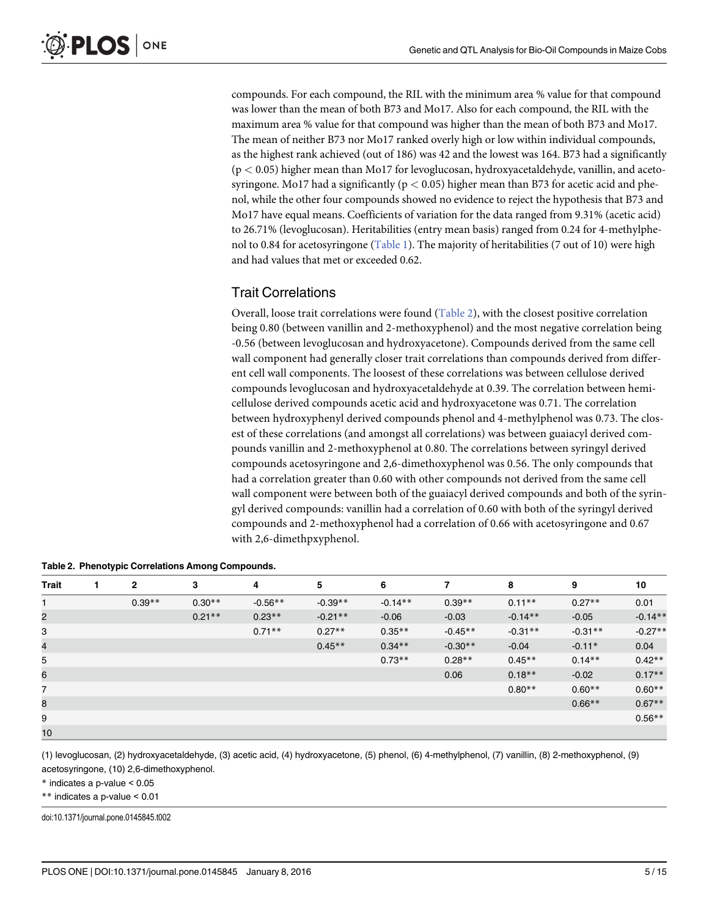compounds. For each compound, the RIL with the minimum area % value for that compound was lower than the mean of both B73 and Mo17. Also for each compound, the RIL with the maximum area % value for that compound was higher than the mean of both B73 and Mo17. The mean of neither B73 nor Mo17 ranked overly high or low within individual compounds, as the highest rank achieved (out of 186) was 42 and the lowest was 164. B73 had a significantly ($p < 0.05$) higher mean than Mo17 for levoglucosan, hydroxyacetaldehyde, vanillin, and acetosyringone. Mo17 had a significantly ($p < 0.05$) higher mean than B73 for acetic acid and phenol, while the other four compounds showed no evidence to reject the hypothesis that B73 and Mo17 have equal means. Coefficients of variation for the data ranged from 9.31% (acetic acid) to 26.71% (levoglucosan). Heritabilities (entry mean basis) ranged from 0.24 for 4-methylphenol to 0.84 for acetosyringone (Table 1). The majority of heritabilities (7 out of 10) were high and had values that met or exceeded 0.62.

## Trait Correlations

Overall, loose trait correlations were found (Table 2), with the closest positive correlation being 0.80 (between vanillin and 2-methoxyphenol) and the most negative correlation being -0.56 (between levoglucosan and hydroxyacetone). Compounds derived from the same cell wall component had generally closer trait correlations than compounds derived from different cell wall components. The loosest of these correlations was between cellulose derived compounds levoglucosan and hydroxyacetaldehyde at 0.39. The correlation between hemicellulose derived compounds acetic acid and hydroxyacetone was 0.71. The correlation between hydroxyphenyl derived compounds phenol and 4-methylphenol was 0.73. The closest of these correlations (and amongst all correlations) was between guaiacyl derived compounds vanillin and 2-methoxyphenol at 0.80. The correlations between syringyl derived compounds acetosyringone and 2,6-dimethoxyphenol was 0.56. The only compounds that had a correlation greater than 0.60 with other compounds not derived from the same cell wall component were between both of the guaiacyl derived compounds and both of the syringyl derived compounds: vanillin had a correlation of 0.60 with both of the syringyl derived compounds and 2-methoxyphenol had a correlation of 0.66 with acetosyringone and 0.67 with 2,6-dimethpxyphenol.

**Table 2. Phenotypic Correlations Among Compounds.**

| Trait | 1 | 2 | 3 | 4 | 5 | 6 | 7 | 8 | 9 | 10 |
|---|---|---|---|---|---|---|---|---|---|---|
| 1 | | 0.39** | 0.30** | -0.56** | -0.39** | -0.14** | 0.39** | 0.11** | 0.27** | 0.01 |
| 2 | | | 0.21** | 0.23** | -0.21** | -0.06 | -0.03 | -0.14** | -0.05 | -0.14** |
| 3 | | | | 0.71** | 0.27** | 0.35** | -0.45** | -0.31** | -0.31** | -0.27** |
| 4 | | | | | 0.45** | 0.34** | -0.30** | -0.04 | -0.11* | 0.04 |
| 5 | | | | | | 0.73** | 0.28** | 0.45** | 0.14** | 0.42** |
| 6 | | | | | | | 0.06 | 0.18** | -0.02 | 0.17** |
| 7 | | | | | | | | 0.80** | 0.60** | 0.60** |
| 8 | | | | | | | | | 0.66** | 0.67** |
| 9 | | | | | | | | | | 0.56** |
| 10 | | | | | | | | | | |

(1) levoglucosan, (2) hydroxyacetaldehyde, (3) acetic acid, (4) hydroxyacetone, (5) phenol, (6) 4-methylphenol, (7) vanillin, (8) 2-methoxyphenol, (9) acetosyringone, (10) 2,6-dimethoxyphenol.

* indicates a p-value < 0.05

** indicates a p-value < 0.01

doi:10.1371/journal.pone.0145845.t002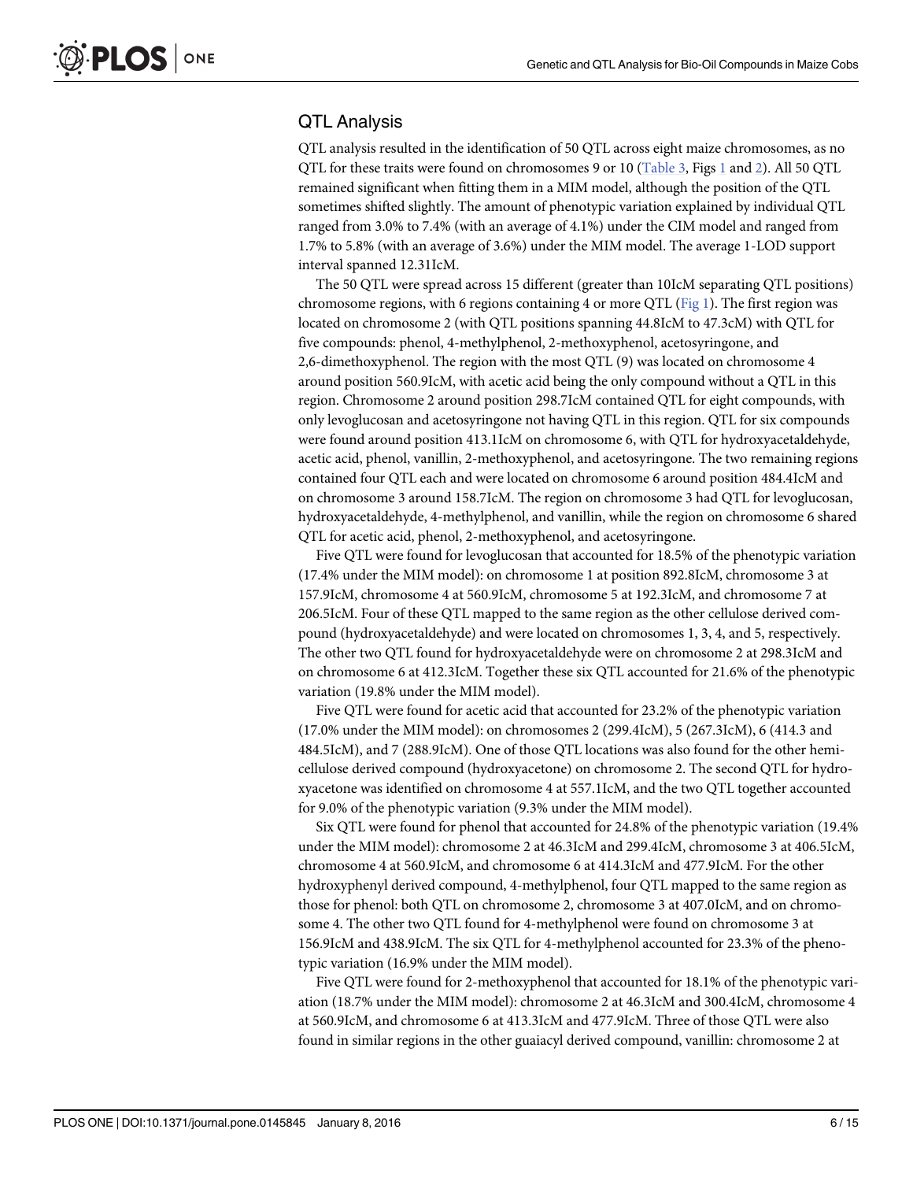## QTL Analysis

QTL analysis resulted in the identification of 50 QTL across eight maize chromosomes, as no QTL for these traits were found on chromosomes 9 or 10 (Table 3, Figs 1 and 2). All 50 QTL remained significant when fitting them in a MIM model, although the position of the QTL sometimes shifted slightly. The amount of phenotypic variation explained by individual QTL ranged from 3.0% to 7.4% (with an average of 4.1%) under the CIM model and ranged from 1.7% to 5.8% (with an average of 3.6%) under the MIM model. The average 1-LOD support interval spanned 12.31IcM.

The 50 QTL were spread across 15 different (greater than 10IcM separating QTL positions) chromosome regions, with 6 regions containing 4 or more QTL (Fig 1). The first region was located on chromosome 2 (with QTL positions spanning 44.8IcM to 47.3cM) with QTL for five compounds: phenol, 4-methylphenol, 2-methoxyphenol, acetosyringone, and 2,6-dimethoxyphenol. The region with the most QTL (9) was located on chromosome 4 around position 560.9IcM, with acetic acid being the only compound without a QTL in this region. Chromosome 2 around position 298.7IcM contained QTL for eight compounds, with only levoglucosan and acetosyringone not having QTL in this region. QTL for six compounds were found around position 413.1IcM on chromosome 6, with QTL for hydroxyacetaldehyde, acetic acid, phenol, vanillin, 2-methoxyphenol, and acetosyringone. The two remaining regions contained four QTL each and were located on chromosome 6 around position 484.4IcM and on chromosome 3 around 158.7IcM. The region on chromosome 3 had QTL for levoglucosan, hydroxyacetaldehyde, 4-methylphenol, and vanillin, while the region on chromosome 6 shared QTL for acetic acid, phenol, 2-methoxyphenol, and acetosyringone.

Five QTL were found for levoglucosan that accounted for 18.5% of the phenotypic variation (17.4% under the MIM model): on chromosome 1 at position 892.8IcM, chromosome 3 at 157.9IcM, chromosome 4 at 560.9IcM, chromosome 5 at 192.3IcM, and chromosome 7 at 206.5IcM. Four of these QTL mapped to the same region as the other cellulose derived compound (hydroxyacetaldehyde) and were located on chromosomes 1, 3, 4, and 5, respectively. The other two QTL found for hydroxyacetaldehyde were on chromosome 2 at 298.3IcM and on chromosome 6 at 412.3IcM. Together these six QTL accounted for 21.6% of the phenotypic variation (19.8% under the MIM model).

Five QTL were found for acetic acid that accounted for 23.2% of the phenotypic variation (17.0% under the MIM model): on chromosomes 2 (299.4IcM), 5 (267.3IcM), 6 (414.3 and 484.5IcM), and 7 (288.9IcM). One of those QTL locations was also found for the other hemicellulose derived compound (hydroxyacetone) on chromosome 2. The second QTL for hydroxyacetone was identified on chromosome 4 at 557.1IcM, and the two QTL together accounted for 9.0% of the phenotypic variation (9.3% under the MIM model).

Six QTL were found for phenol that accounted for 24.8% of the phenotypic variation (19.4% under the MIM model): chromosome 2 at 46.3IcM and 299.4IcM, chromosome 3 at 406.5IcM, chromosome 4 at 560.9IcM, and chromosome 6 at 414.3IcM and 477.9IcM. For the other hydroxyphenyl derived compound, 4-methylphenol, four QTL mapped to the same region as those for phenol: both QTL on chromosome 2, chromosome 3 at 407.0IcM, and on chromosome 4. The other two QTL found for 4-methylphenol were found on chromosome 3 at 156.9IcM and 438.9IcM. The six QTL for 4-methylphenol accounted for 23.3% of the phenotypic variation (16.9% under the MIM model).

Five QTL were found for 2-methoxyphenol that accounted for 18.1% of the phenotypic variation (18.7% under the MIM model): chromosome 2 at 46.3IcM and 300.4IcM, chromosome 4 at 560.9IcM, and chromosome 6 at 413.3IcM and 477.9IcM. Three of those QTL were also found in similar regions in the other guaiacyl derived compound, vanillin: chromosome 2 at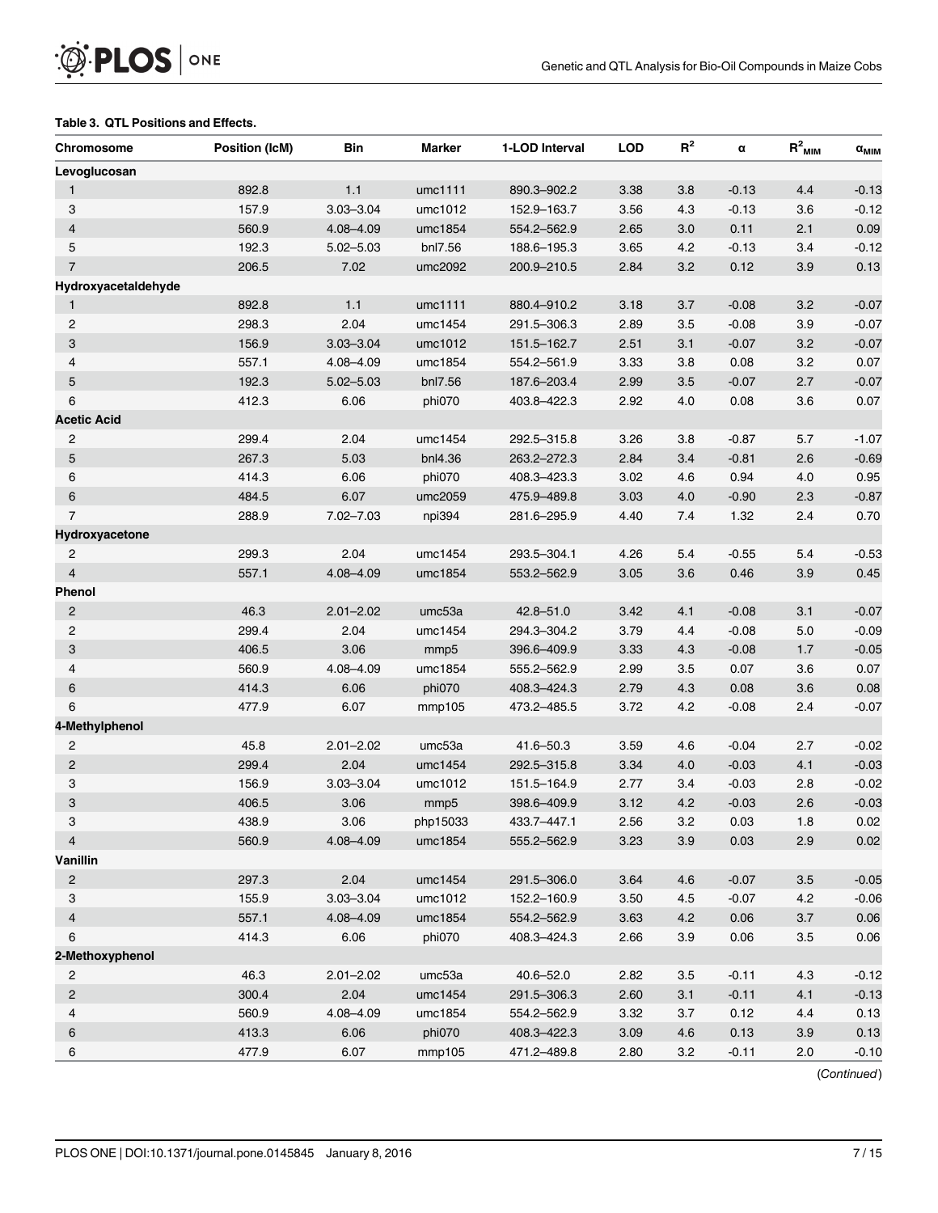**Table 3. QTL Positions and Effects.**

| Chromosome | Position (IcM) | Bin | Marker | 1-LOD Interval | LOD | $R^2$ | α | $R^2_{MIM}$ | $α_{MIM}$ |
|---|---|---|---|---|---|---|---|---|---|
| **Levoglucosan** | | | | | | | | | |
| 1 | 892.8 | 1.1 | umc1111 | 890.3–902.2 | 3.38 | 3.8 | -0.13 | 4.4 | -0.13 |
| 3 | 157.9 | 3.03–3.04 | umc1012 | 152.9–163.7 | 3.56 | 4.3 | -0.13 | 3.6 | -0.12 |
| 4 | 560.9 | 4.08–4.09 | umc1854 | 554.2–562.9 | 2.65 | 3.0 | 0.11 | 2.1 | 0.09 |
| 5 | 192.3 | 5.02–5.03 | bnl7.56 | 188.6–195.3 | 3.65 | 4.2 | -0.13 | 3.4 | -0.12 |
| 7 | 206.5 | 7.02 | umc2092 | 200.9–210.5 | 2.84 | 3.2 | 0.12 | 3.9 | 0.13 |
| **Hydroxyacetaldehyde** | | | | | | | | | |
| 1 | 892.8 | 1.1 | umc1111 | 880.4–910.2 | 3.18 | 3.7 | -0.08 | 3.2 | -0.07 |
| 2 | 298.3 | 2.04 | umc1454 | 291.5–306.3 | 2.89 | 3.5 | -0.08 | 3.9 | -0.07 |
| 3 | 156.9 | 3.03–3.04 | umc1012 | 151.5–162.7 | 2.51 | 3.1 | -0.07 | 3.2 | -0.07 |
| 4 | 557.1 | 4.08–4.09 | umc1854 | 554.2–561.9 | 3.33 | 3.8 | 0.08 | 3.2 | 0.07 |
| 5 | 192.3 | 5.02–5.03 | bnl7.56 | 187.6–203.4 | 2.99 | 3.5 | -0.07 | 2.7 | -0.07 |
| 6 | 412.3 | 6.06 | phi070 | 403.8–422.3 | 2.92 | 4.0 | 0.08 | 3.6 | 0.07 |
| **Acetic Acid** | | | | | | | | | |
| 2 | 299.4 | 2.04 | umc1454 | 292.5–315.8 | 3.26 | 3.8 | -0.87 | 5.7 | -1.07 |
| 5 | 267.3 | 5.03 | bnl4.36 | 263.2–272.3 | 2.84 | 3.4 | -0.81 | 2.6 | -0.69 |
| 6 | 414.3 | 6.06 | phi070 | 408.3–423.3 | 3.02 | 4.6 | 0.94 | 4.0 | 0.95 |
| 6 | 484.5 | 6.07 | umc2059 | 475.9–489.8 | 3.03 | 4.0 | -0.90 | 2.3 | -0.87 |
| 7 | 288.9 | 7.02–7.03 | npi394 | 281.6–295.9 | 4.40 | 7.4 | 1.32 | 2.4 | 0.70 |
| **Hydroxyacetone** | | | | | | | | | |
| 2 | 299.3 | 2.04 | umc1454 | 293.5–304.1 | 4.26 | 5.4 | -0.55 | 5.4 | -0.53 |
| 4 | 557.1 | 4.08–4.09 | umc1854 | 553.2–562.9 | 3.05 | 3.6 | 0.46 | 3.9 | 0.45 |
| **Phenol** | | | | | | | | | |
| 2 | 46.3 | 2.01–2.02 | umc53a | 42.8–51.0 | 3.42 | 4.1 | -0.08 | 3.1 | -0.07 |
| 2 | 299.4 | 2.04 | umc1454 | 294.3–304.2 | 3.79 | 4.4 | -0.08 | 5.0 | -0.09 |
| 3 | 406.5 | 3.06 | mmp5 | 396.6–409.9 | 3.33 | 4.3 | -0.08 | 1.7 | -0.05 |
| 4 | 560.9 | 4.08–4.09 | umc1854 | 555.2–562.9 | 2.99 | 3.5 | 0.07 | 3.6 | 0.07 |
| 6 | 414.3 | 6.06 | phi070 | 408.3–424.3 | 2.79 | 4.3 | 0.08 | 3.6 | 0.08 |
| 6 | 477.9 | 6.07 | mmp105 | 473.2–485.5 | 3.72 | 4.2 | -0.08 | 2.4 | -0.07 |
| **4-Methylphenol** | | | | | | | | | |
| 2 | 45.8 | 2.01–2.02 | umc53a | 41.6–50.3 | 3.59 | 4.6 | -0.04 | 2.7 | -0.02 |
| 2 | 299.4 | 2.04 | umc1454 | 292.5–315.8 | 3.34 | 4.0 | -0.03 | 4.1 | -0.03 |
| 3 | 156.9 | 3.03–3.04 | umc1012 | 151.5–164.9 | 2.77 | 3.4 | -0.03 | 2.8 | -0.02 |
| 3 | 406.5 | 3.06 | mmp5 | 398.6–409.9 | 3.12 | 4.2 | -0.03 | 2.6 | -0.03 |
| 3 | 438.9 | 3.06 | php15033 | 433.7–447.1 | 2.56 | 3.2 | 0.03 | 1.8 | 0.02 |
| 4 | 560.9 | 4.08–4.09 | umc1854 | 555.2–562.9 | 3.23 | 3.9 | 0.03 | 2.9 | 0.02 |
| **Vanillin** | | | | | | | | | |
| 2 | 297.3 | 2.04 | umc1454 | 291.5–306.0 | 3.64 | 4.6 | -0.07 | 3.5 | -0.05 |
| 3 | 155.9 | 3.03–3.04 | umc1012 | 152.2–160.9 | 3.50 | 4.5 | -0.07 | 4.2 | -0.06 |
| 4 | 557.1 | 4.08–4.09 | umc1854 | 554.2–562.9 | 3.63 | 4.2 | 0.06 | 3.7 | 0.06 |
| 6 | 414.3 | 6.06 | phi070 | 408.3–424.3 | 2.66 | 3.9 | 0.06 | 3.5 | 0.06 |
| **2-Methoxyphenol** | | | | | | | | | |
| 2 | 46.3 | 2.01–2.02 | umc53a | 40.6–52.0 | 2.82 | 3.5 | -0.11 | 4.3 | -0.12 |
| 2 | 300.4 | 2.04 | umc1454 | 291.5–306.3 | 2.60 | 3.1 | -0.11 | 4.1 | -0.13 |
| 4 | 560.9 | 4.08–4.09 | umc1854 | 554.2–562.9 | 3.32 | 3.7 | 0.12 | 4.4 | 0.13 |
| 6 | 413.3 | 6.06 | phi070 | 408.3–422.3 | 3.09 | 4.6 | 0.13 | 3.9 | 0.13 |
| 6 | 477.9 | 6.07 | mmp105 | 471.2–489.8 | 2.80 | 3.2 | -0.11 | 2.0 | -0.10 |

(*Continued*)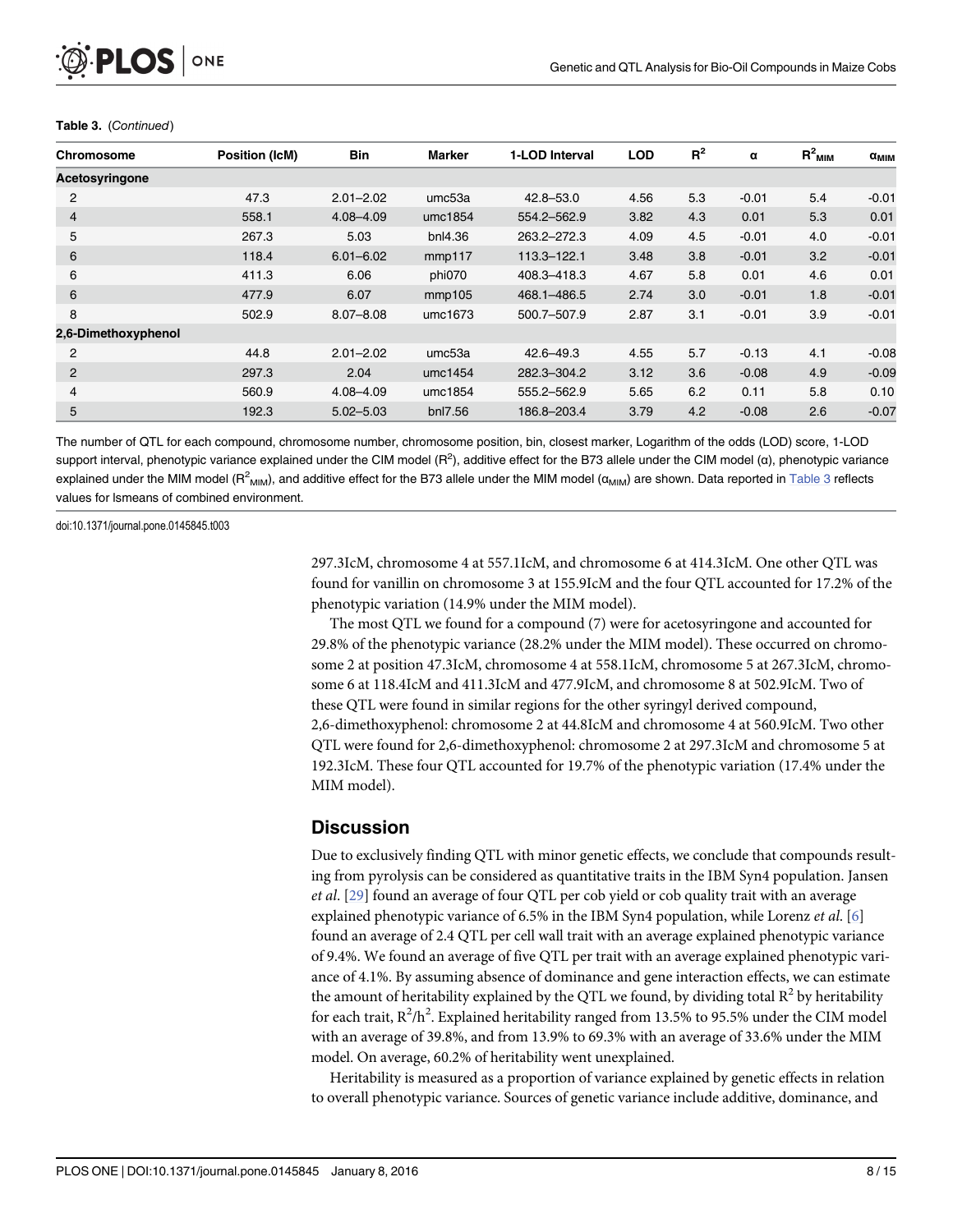**Table 3.** (*Continued*)

| Chromosome | Position (IcM) | Bin | Marker | 1-LOD Interval | LOD | $R^2$ | α | $R^2_{MIM}$ | $\alpha_{MIM}$ |
|---|---|---|---|---|---|---|---|---|---|
| **Acetosyringone** | | | | | | | | | |
| 2 | 47.3 | 2.01–2.02 | umc53a | 42.8–53.0 | 4.56 | 5.3 | -0.01 | 5.4 | -0.01 |
| 4 | 558.1 | 4.08–4.09 | umc1854 | 554.2–562.9 | 3.82 | 4.3 | 0.01 | 5.3 | 0.01 |
| 5 | 267.3 | 5.03 | bnl4.36 | 263.2–272.3 | 4.09 | 4.5 | -0.01 | 4.0 | -0.01 |
| 6 | 118.4 | 6.01–6.02 | mmp117 | 113.3–122.1 | 3.48 | 3.8 | -0.01 | 3.2 | -0.01 |
| 6 | 411.3 | 6.06 | phi070 | 408.3–418.3 | 4.67 | 5.8 | 0.01 | 4.6 | 0.01 |
| 6 | 477.9 | 6.07 | mmp105 | 468.1–486.5 | 2.74 | 3.0 | -0.01 | 1.8 | -0.01 |
| 8 | 502.9 | 8.07–8.08 | umc1673 | 500.7–507.9 | 2.87 | 3.1 | -0.01 | 3.9 | -0.01 |
| **2,6-Dimethoxyphenol** | | | | | | | | | |
| 2 | 44.8 | 2.01–2.02 | umc53a | 42.6–49.3 | 4.55 | 5.7 | -0.13 | 4.1 | -0.08 |
| 2 | 297.3 | 2.04 | umc1454 | 282.3–304.2 | 3.12 | 3.6 | -0.08 | 4.9 | -0.09 |
| 4 | 560.9 | 4.08–4.09 | umc1854 | 555.2–562.9 | 5.65 | 6.2 | 0.11 | 5.8 | 0.10 |
| 5 | 192.3 | 5.02–5.03 | bnl7.56 | 186.8–203.4 | 3.79 | 4.2 | -0.08 | 2.6 | -0.07 |

The number of QTL for each compound, chromosome number, chromosome position, bin, closest marker, Logarithm of the odds (LOD) score, 1-LOD support interval, phenotypic variance explained under the CIM model ($R^2$), additive effect for the B73 allele under the CIM model (α), phenotypic variance explained under the MIM model ($R^2_{MIM}$), and additive effect for the B73 allele under the MIM model ($\alpha_{MIM}$) are shown. Data reported in Table 3 reflects values for lsmeans of combined environment.

doi:10.1371/journal.pone.0145845.t003

297.3IcM, chromosome 4 at 557.1IcM, and chromosome 6 at 414.3IcM. One other QTL was found for vanillin on chromosome 3 at 155.9IcM and the four QTL accounted for 17.2% of the phenotypic variation (14.9% under the MIM model).

The most QTL we found for a compound (7) were for acetosyringone and accounted for 29.8% of the phenotypic variance (28.2% under the MIM model). These occurred on chromosome 2 at position 47.3IcM, chromosome 4 at 558.1IcM, chromosome 5 at 267.3IcM, chromosome 6 at 118.4IcM and 411.3IcM and 477.9IcM, and chromosome 8 at 502.9IcM. Two of these QTL were found in similar regions for the other syringyl derived compound, 2,6-dimethoxyphenol: chromosome 2 at 44.8IcM and chromosome 4 at 560.9IcM. Two other QTL were found for 2,6-dimethoxyphenol: chromosome 2 at 297.3IcM and chromosome 5 at 192.3IcM. These four QTL accounted for 19.7% of the phenotypic variation (17.4% under the MIM model).

## Discussion

Due to exclusively finding QTL with minor genetic effects, we conclude that compounds resulting from pyrolysis can be considered as quantitative traits in the IBM Syn4 population. Jansen *et al.* [29] found an average of four QTL per cob yield or cob quality trait with an average explained phenotypic variance of 6.5% in the IBM Syn4 population, while Lorenz *et al.* [6] found an average of 2.4 QTL per cell wall trait with an average explained phenotypic variance of 9.4%. We found an average of five QTL per trait with an average explained phenotypic variance of 4.1%. By assuming absence of dominance and gene interaction effects, we can estimate the amount of heritability explained by the QTL we found, by dividing total $R^2$ by heritability for each trait, $R^2/h^2$. Explained heritability ranged from 13.5% to 95.5% under the CIM model with an average of 39.8%, and from 13.9% to 69.3% with an average of 33.6% under the MIM model. On average, 60.2% of heritability went unexplained.

Heritability is measured as a proportion of variance explained by genetic effects in relation to overall phenotypic variance. Sources of genetic variance include additive, dominance, and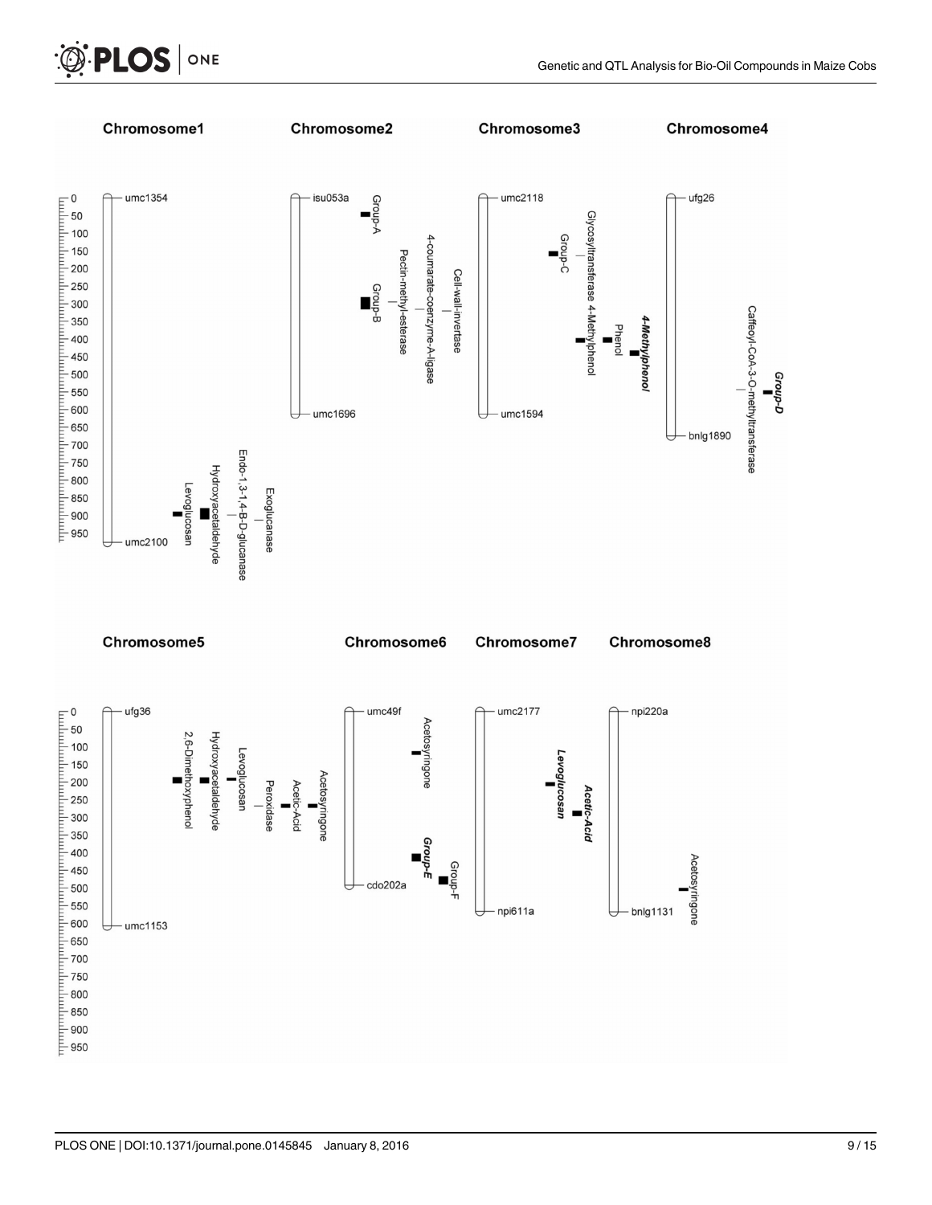**Chromosome1**

- umc1354 (0)
- Levoglucosan
- Hydroxyacetaldehyde
- Endo-1,3-1,4-B-D-glucanase
- Exoglucanase
- umc2100

**Chromosome2**

- isu053a (0)
- Group-A
- Group-B
- Pectin-methyl-esterase
- 4-coumarate-coenzyme-A-ligase
- Cell-wall-invertase
- umc1696

**Chromosome3**

- umc2118 (0)
- Group-C
- Glycosyltransferase
- 4-Methylphenol
- Phenol
- ***4-Methylphenol***
- umc1594

**Chromosome4**

- ufg26 (0)
- Caffeoyl-CoA-3-O-methyltransferase
- ***Group-D***
- bnlg1890

**Chromosome5**

- ufg36 (0)
- 2,6-Dimethoxyphenol
- Hydroxyacetaldehyde
- Levoglucosan
- Peroxidase
- Acetic-Acid
- Acetosyringone
- umc1153

**Chromosome6**

- umc49f (0)
- Acetosyringone
- ***Group-E***
- Group-F
- cdo202a

**Chromosome7**

- umc2177 (0)
- ***Levoglucosan***
- ***Acetic-Acid***
- npi611a

**Chromosome8**

- npi220a (0)
- Acetosyringone
- bnlg1131

Scale: 0, 50, 100, 150, 200, 250, 300, 350, 400, 450, 500, 550, 600, 650, 700, 750, 800, 850, 900, 950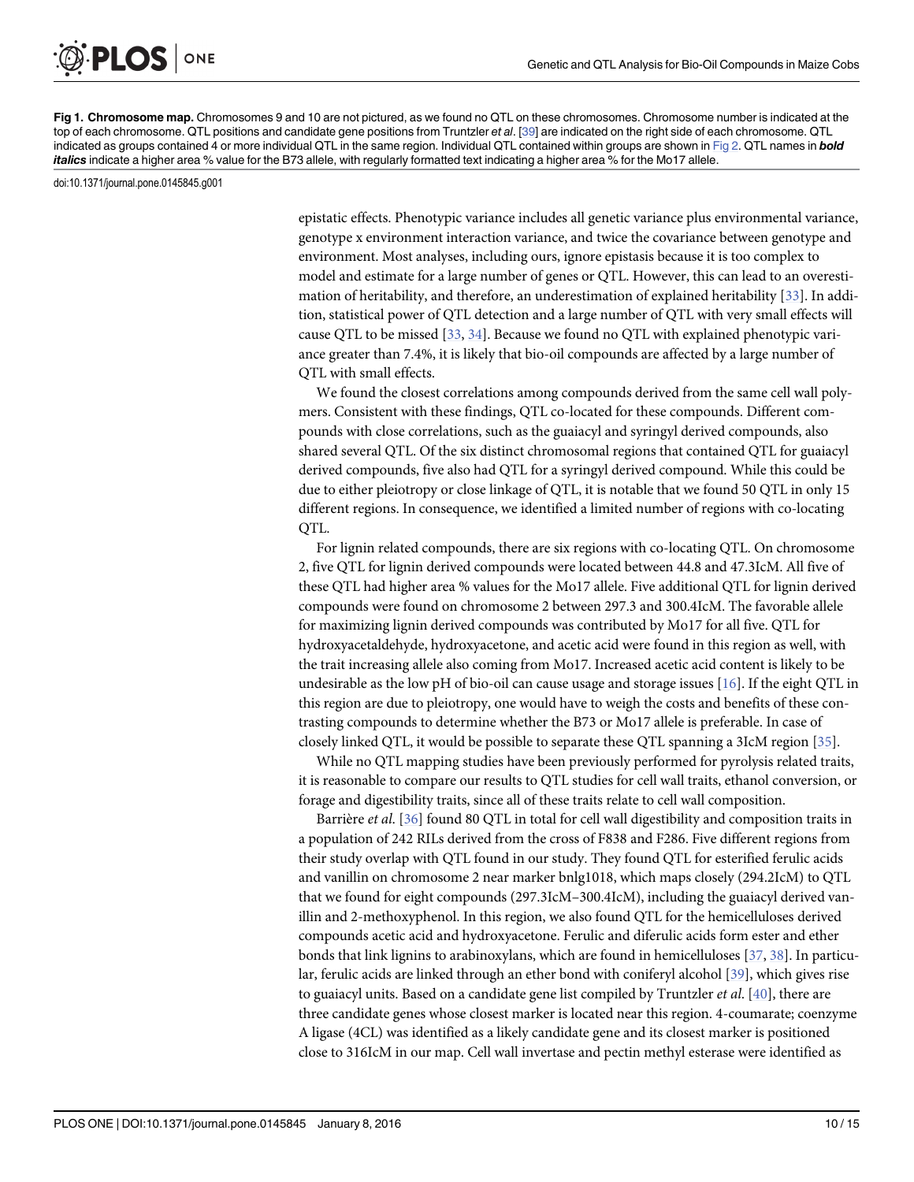**Fig 1. Chromosome map.** Chromosomes 9 and 10 are not pictured, as we found no QTL on these chromosomes. Chromosome number is indicated at the top of each chromosome. QTL positions and candidate gene positions from Truntzler *et al*. [39] are indicated on the right side of each chromosome. QTL indicated as groups contained 4 or more individual QTL in the same region. Individual QTL contained within groups are shown in Fig 2. QTL names in ***bold italics*** indicate a higher area % value for the B73 allele, with regularly formatted text indicating a higher area % for the Mo17 allele.

doi:10.1371/journal.pone.0145845.g001

epistatic effects. Phenotypic variance includes all genetic variance plus environmental variance, genotype x environment interaction variance, and twice the covariance between genotype and environment. Most analyses, including ours, ignore epistasis because it is too complex to model and estimate for a large number of genes or QTL. However, this can lead to an overestimation of heritability, and therefore, an underestimation of explained heritability [33]. In addition, statistical power of QTL detection and a large number of QTL with very small effects will cause QTL to be missed [33, 34]. Because we found no QTL with explained phenotypic variance greater than 7.4%, it is likely that bio-oil compounds are affected by a large number of QTL with small effects.

We found the closest correlations among compounds derived from the same cell wall polymers. Consistent with these findings, QTL co-located for these compounds. Different compounds with close correlations, such as the guaiacyl and syringyl derived compounds, also shared several QTL. Of the six distinct chromosomal regions that contained QTL for guaiacyl derived compounds, five also had QTL for a syringyl derived compound. While this could be due to either pleiotropy or close linkage of QTL, it is notable that we found 50 QTL in only 15 different regions. In consequence, we identified a limited number of regions with co-locating QTL.

For lignin related compounds, there are six regions with co-locating QTL. On chromosome 2, five QTL for lignin derived compounds were located between 44.8 and 47.3IcM. All five of these QTL had higher area % values for the Mo17 allele. Five additional QTL for lignin derived compounds were found on chromosome 2 between 297.3 and 300.4IcM. The favorable allele for maximizing lignin derived compounds was contributed by Mo17 for all five. QTL for hydroxyacetaldehyde, hydroxyacetone, and acetic acid were found in this region as well, with the trait increasing allele also coming from Mo17. Increased acetic acid content is likely to be undesirable as the low pH of bio-oil can cause usage and storage issues [16]. If the eight QTL in this region are due to pleiotropy, one would have to weigh the costs and benefits of these contrasting compounds to determine whether the B73 or Mo17 allele is preferable. In case of closely linked QTL, it would be possible to separate these QTL spanning a 3IcM region [35].

While no QTL mapping studies have been previously performed for pyrolysis related traits, it is reasonable to compare our results to QTL studies for cell wall traits, ethanol conversion, or forage and digestibility traits, since all of these traits relate to cell wall composition.

Barrière *et al*. [36] found 80 QTL in total for cell wall digestibility and composition traits in a population of 242 RILs derived from the cross of F838 and F286. Five different regions from their study overlap with QTL found in our study. They found QTL for esterified ferulic acids and vanillin on chromosome 2 near marker bnlg1018, which maps closely (294.2IcM) to QTL that we found for eight compounds (297.3IcM–300.4IcM), including the guaiacyl derived vanillin and 2-methoxyphenol. In this region, we also found QTL for the hemicelluloses derived compounds acetic acid and hydroxyacetone. Ferulic and diferulic acids form ester and ether bonds that link lignins to arabinoxylans, which are found in hemicelluloses [37, 38]. In particular, ferulic acids are linked through an ether bond with coniferyl alcohol [39], which gives rise to guaiacyl units. Based on a candidate gene list compiled by Truntzler *et al*. [40], there are three candidate genes whose closest marker is located near this region. 4-coumarate; coenzyme A ligase (4CL) was identified as a likely candidate gene and its closest marker is positioned close to 316IcM in our map. Cell wall invertase and pectin methyl esterase were identified as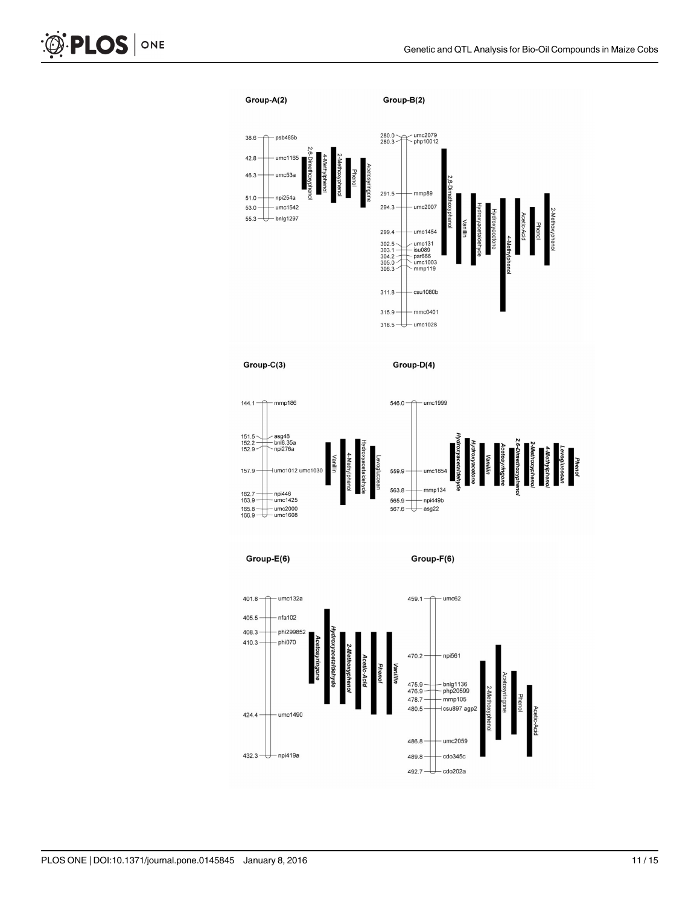**Group-A(2)**

| Position (cM) | Marker |
| --- | --- |
| 38.6 | psb485b |
| 42.8 | umc1165 |
| 46.3 | umc53a |
| 51.0 | npi254a |
| 53.0 | umc1542 |
| 55.3 | bnlg1297 |

QTL: 2,6-Dimethoxyphenol, 4-Methylphenol, 2-Methoxyphenol, Phenol, Acetosyringone

**Group-B(2)**

| Position (cM) | Marker |
| --- | --- |
| 280.0 | umc2079 |
| 280.3 | php10012 |
| 291.5 | mmp89 |
| 294.3 | umc2007 |
| 299.4 | umc1454 |
| 302.5 | umc131 |
| 303.1 | isu089 |
| 304.2 | psr666 |
| 305.0 | umc1003 |
| 306.3 | mmp119 |
| 311.8 | csu1080b |
| 315.9 | mmc0401 |
| 318.5 | umc1028 |

QTL: 2,6-Dimethoxyphenol, Vanillin, Hydroxyacetaldehyde, Hydroxyacetone, 4-Methylphenol, Acetic-Acid, Phenol, 2-Methoxyphenol

**Group-C(3)**

| Position (cM) | Marker |
| --- | --- |
| 144.1 | mmp186 |
| 151.5 | asg48 |
| 152.2 | bnl8.35a |
| 152.9 | npi276a |
| 157.9 | umc1012 umc1030 |
| 162.7 | npi446 |
| 163.9 | umc1425 |
| 165.8 | umc2000 |
| 166.9 | umc1608 |

QTL: Vanillin, 4-Methylphenol, Hydroxyacetaldehyde, Levoglucosan

**Group-D(4)**

| Position (cM) | Marker |
| --- | --- |
| 546.0 | umc1999 |
| 559.9 | umc1854 |
| 563.8 | mmp134 |
| 565.9 | npi449b |
| 567.6 | asg22 |

QTL: *Hydroxyacetaldehyde*, *Hydroxyacetone*, *Vanillin*, *Acetosyringone*, *2,6-Dimethoxyphenol*, *2-Methoxyphenol*, *4-Methylphenol*, *Levoglucosan*, *Phenol*

**Group-E(6)**

| Position (cM) | Marker |
| --- | --- |
| 401.8 | umc132a |
| 405.5 | nfa102 |
| 408.3 | phi299852 |
| 410.3 | phi070 |
| 424.4 | umc1490 |
| 432.3 | npi419a |

QTL: *Acetosyringone*, *Hydroxyacetaldehyde*, *2-Methoxyphenol*, *Acetic-Acid*, *Phenol*, *Vanillin*

**Group-F(6)**

| Position (cM) | Marker |
| --- | --- |
| 459.1 | umc62 |
| 470.2 | npi561 |
| 475.9 | bnlg1136 |
| 476.9 | php20599 |
| 478.7 | mmp105 |
| 480.5 | csu897 agp2 |
| 486.8 | umc2059 |
| 489.8 | cdo345c |
| 492.7 | cdo202a |

QTL: 2-Methoxyphenol, Acetosyringone, Phenol, Acetic-Acid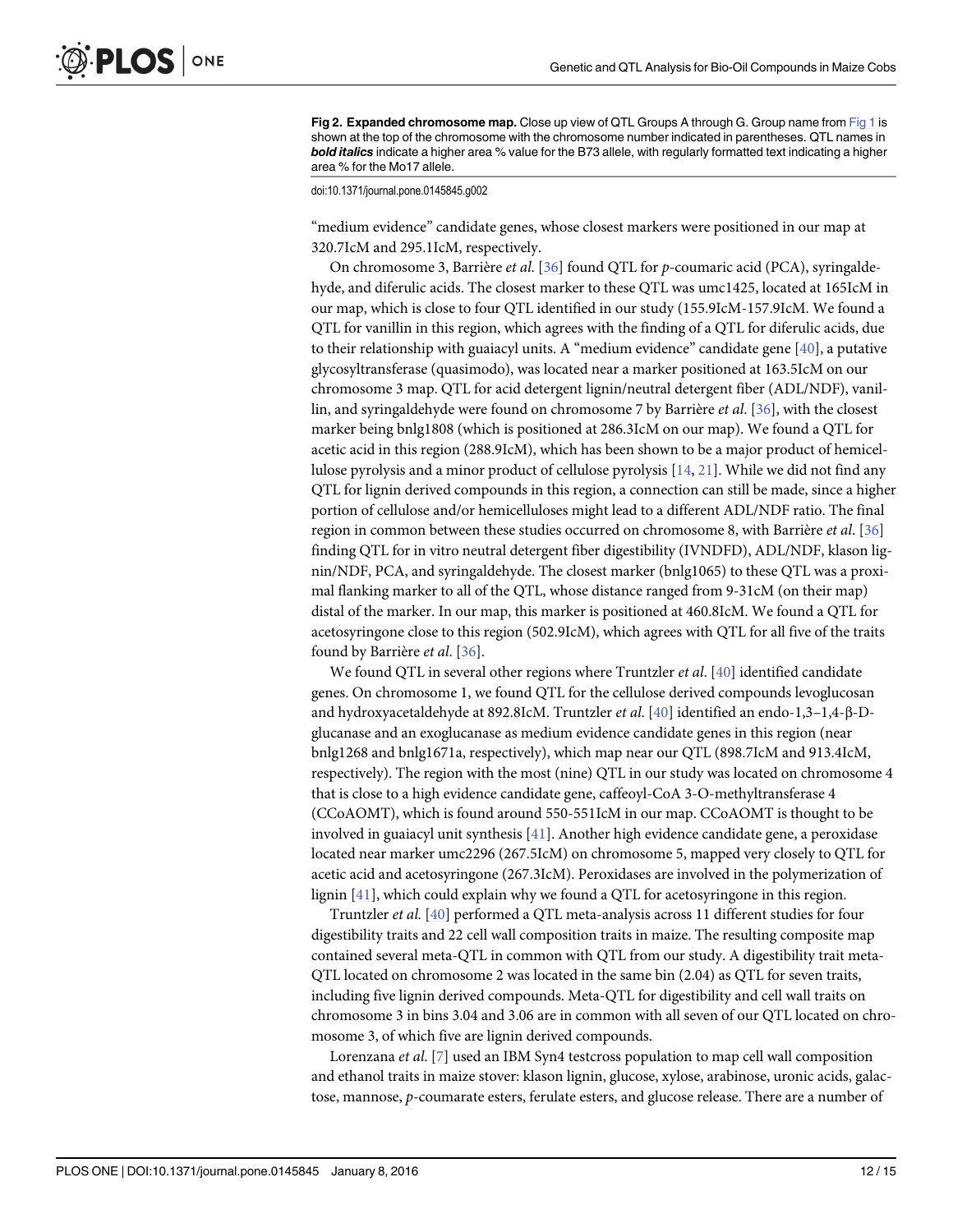**Fig 2. Expanded chromosome map.** Close up view of QTL Groups A through G. Group name from Fig 1 is shown at the top of the chromosome with the chromosome number indicated in parentheses. QTL names in ***bold italics*** indicate a higher area % value for the B73 allele, with regularly formatted text indicating a higher area % for the Mo17 allele.

doi:10.1371/journal.pone.0145845.g002

"medium evidence" candidate genes, whose closest markers were positioned in our map at 320.7IcM and 295.1IcM, respectively.

On chromosome 3, Barrière *et al.* [36] found QTL for *p*-coumaric acid (PCA), syringaldehyde, and diferulic acids. The closest marker to these QTL was umc1425, located at 165IcM in our map, which is close to four QTL identified in our study (155.9IcM-157.9IcM. We found a QTL for vanillin in this region, which agrees with the finding of a QTL for diferulic acids, due to their relationship with guaiacyl units. A "medium evidence" candidate gene [40], a putative glycosyltransferase (quasimodo), was located near a marker positioned at 163.5IcM on our chromosome 3 map. QTL for acid detergent lignin/neutral detergent fiber (ADL/NDF), vanillin, and syringaldehyde were found on chromosome 7 by Barrière *et al.* [36], with the closest marker being bnlg1808 (which is positioned at 286.3IcM on our map). We found a QTL for acetic acid in this region (288.9IcM), which has been shown to be a major product of hemicellulose pyrolysis and a minor product of cellulose pyrolysis [14, 21]. While we did not find any QTL for lignin derived compounds in this region, a connection can still be made, since a higher portion of cellulose and/or hemicelluloses might lead to a different ADL/NDF ratio. The final region in common between these studies occurred on chromosome 8, with Barrière *et al.* [36] finding QTL for in vitro neutral detergent fiber digestibility (IVNDFD), ADL/NDF, klason lignin/NDF, PCA, and syringaldehyde. The closest marker (bnlg1065) to these QTL was a proximal flanking marker to all of the QTL, whose distance ranged from 9-31cM (on their map) distal of the marker. In our map, this marker is positioned at 460.8IcM. We found a QTL for acetosyringone close to this region (502.9IcM), which agrees with QTL for all five of the traits found by Barrière *et al.* [36].

We found QTL in several other regions where Truntzler *et al.* [40] identified candidate genes. On chromosome 1, we found QTL for the cellulose derived compounds levoglucosan and hydroxyacetaldehyde at 892.8IcM. Truntzler *et al.* [40] identified an endo-1,3–1,4-β-D-glucanase and an exoglucanase as medium evidence candidate genes in this region (near bnlg1268 and bnlg1671a, respectively), which map near our QTL (898.7IcM and 913.4IcM, respectively). The region with the most (nine) QTL in our study was located on chromosome 4 that is close to a high evidence candidate gene, caffeoyl-CoA 3-O-methyltransferase 4 (CCoAOMT), which is found around 550-551IcM in our map. CCoAOMT is thought to be involved in guaiacyl unit synthesis [41]. Another high evidence candidate gene, a peroxidase located near marker umc2296 (267.5IcM) on chromosome 5, mapped very closely to QTL for acetic acid and acetosyringone (267.3IcM). Peroxidases are involved in the polymerization of lignin [41], which could explain why we found a QTL for acetosyringone in this region.

Truntzler *et al.* [40] performed a QTL meta-analysis across 11 different studies for four digestibility traits and 22 cell wall composition traits in maize. The resulting composite map contained several meta-QTL in common with QTL from our study. A digestibility trait meta-QTL located on chromosome 2 was located in the same bin (2.04) as QTL for seven traits, including five lignin derived compounds. Meta-QTL for digestibility and cell wall traits on chromosome 3 in bins 3.04 and 3.06 are in common with all seven of our QTL located on chromosome 3, of which five are lignin derived compounds.

Lorenzana *et al.* [7] used an IBM Syn4 testcross population to map cell wall composition and ethanol traits in maize stover: klason lignin, glucose, xylose, arabinose, uronic acids, galactose, mannose, *p*-coumarate esters, ferulate esters, and glucose release. There are a number of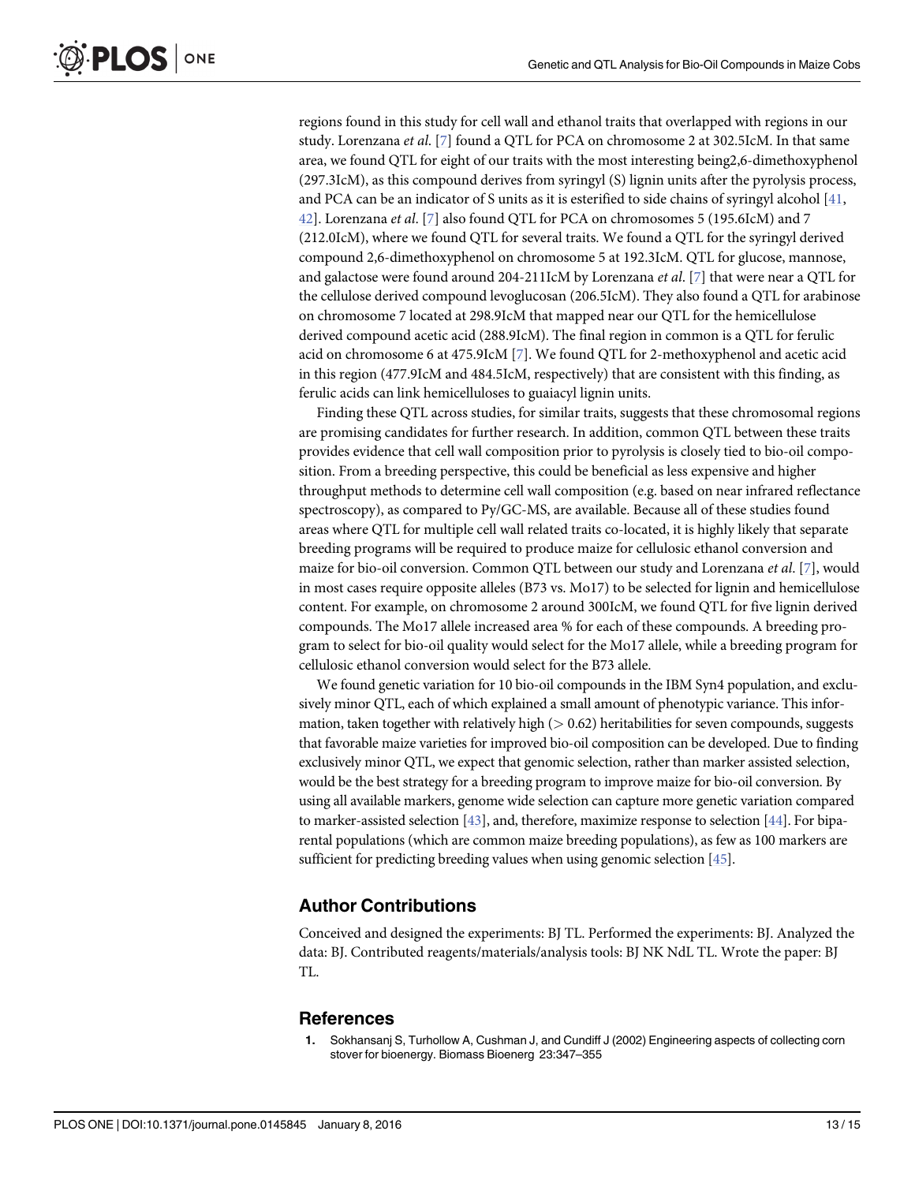regions found in this study for cell wall and ethanol traits that overlapped with regions in our study. Lorenzana *et al*. [7] found a QTL for PCA on chromosome 2 at 302.5IcM. In that same area, we found QTL for eight of our traits with the most interesting being2,6-dimethoxyphenol (297.3IcM), as this compound derives from syringyl (S) lignin units after the pyrolysis process, and PCA can be an indicator of S units as it is esterified to side chains of syringyl alcohol [41, 42]. Lorenzana *et al*. [7] also found QTL for PCA on chromosomes 5 (195.6IcM) and 7 (212.0IcM), where we found QTL for several traits. We found a QTL for the syringyl derived compound 2,6-dimethoxyphenol on chromosome 5 at 192.3IcM. QTL for glucose, mannose, and galactose were found around 204-211IcM by Lorenzana *et al*. [7] that were near a QTL for the cellulose derived compound levoglucosan (206.5IcM). They also found a QTL for arabinose on chromosome 7 located at 298.9IcM that mapped near our QTL for the hemicellulose derived compound acetic acid (288.9IcM). The final region in common is a QTL for ferulic acid on chromosome 6 at 475.9IcM [7]. We found QTL for 2-methoxyphenol and acetic acid in this region (477.9IcM and 484.5IcM, respectively) that are consistent with this finding, as ferulic acids can link hemicelluloses to guaiacyl lignin units.

Finding these QTL across studies, for similar traits, suggests that these chromosomal regions are promising candidates for further research. In addition, common QTL between these traits provides evidence that cell wall composition prior to pyrolysis is closely tied to bio-oil composition. From a breeding perspective, this could be beneficial as less expensive and higher throughput methods to determine cell wall composition (e.g. based on near infrared reflectance spectroscopy), as compared to Py/GC-MS, are available. Because all of these studies found areas where QTL for multiple cell wall related traits co-located, it is highly likely that separate breeding programs will be required to produce maize for cellulosic ethanol conversion and maize for bio-oil conversion. Common QTL between our study and Lorenzana *et al*. [7], would in most cases require opposite alleles (B73 vs. Mo17) to be selected for lignin and hemicellulose content. For example, on chromosome 2 around 300IcM, we found QTL for five lignin derived compounds. The Mo17 allele increased area % for each of these compounds. A breeding program to select for bio-oil quality would select for the Mo17 allele, while a breeding program for cellulosic ethanol conversion would select for the B73 allele.

We found genetic variation for 10 bio-oil compounds in the IBM Syn4 population, and exclusively minor QTL, each of which explained a small amount of phenotypic variance. This information, taken together with relatively high ($> 0.62$) heritabilities for seven compounds, suggests that favorable maize varieties for improved bio-oil composition can be developed. Due to finding exclusively minor QTL, we expect that genomic selection, rather than marker assisted selection, would be the best strategy for a breeding program to improve maize for bio-oil conversion. By using all available markers, genome wide selection can capture more genetic variation compared to marker-assisted selection [43], and, therefore, maximize response to selection [44]. For biparental populations (which are common maize breeding populations), as few as 100 markers are sufficient for predicting breeding values when using genomic selection [45].

## Author Contributions

Conceived and designed the experiments: BJ TL. Performed the experiments: BJ. Analyzed the data: BJ. Contributed reagents/materials/analysis tools: BJ NK NdL TL. Wrote the paper: BJ TL.

## References

1. Sokhansanj S, Turhollow A, Cushman J, and Cundiff J (2002) Engineering aspects of collecting corn stover for bioenergy. Biomass Bioenerg 23:347–355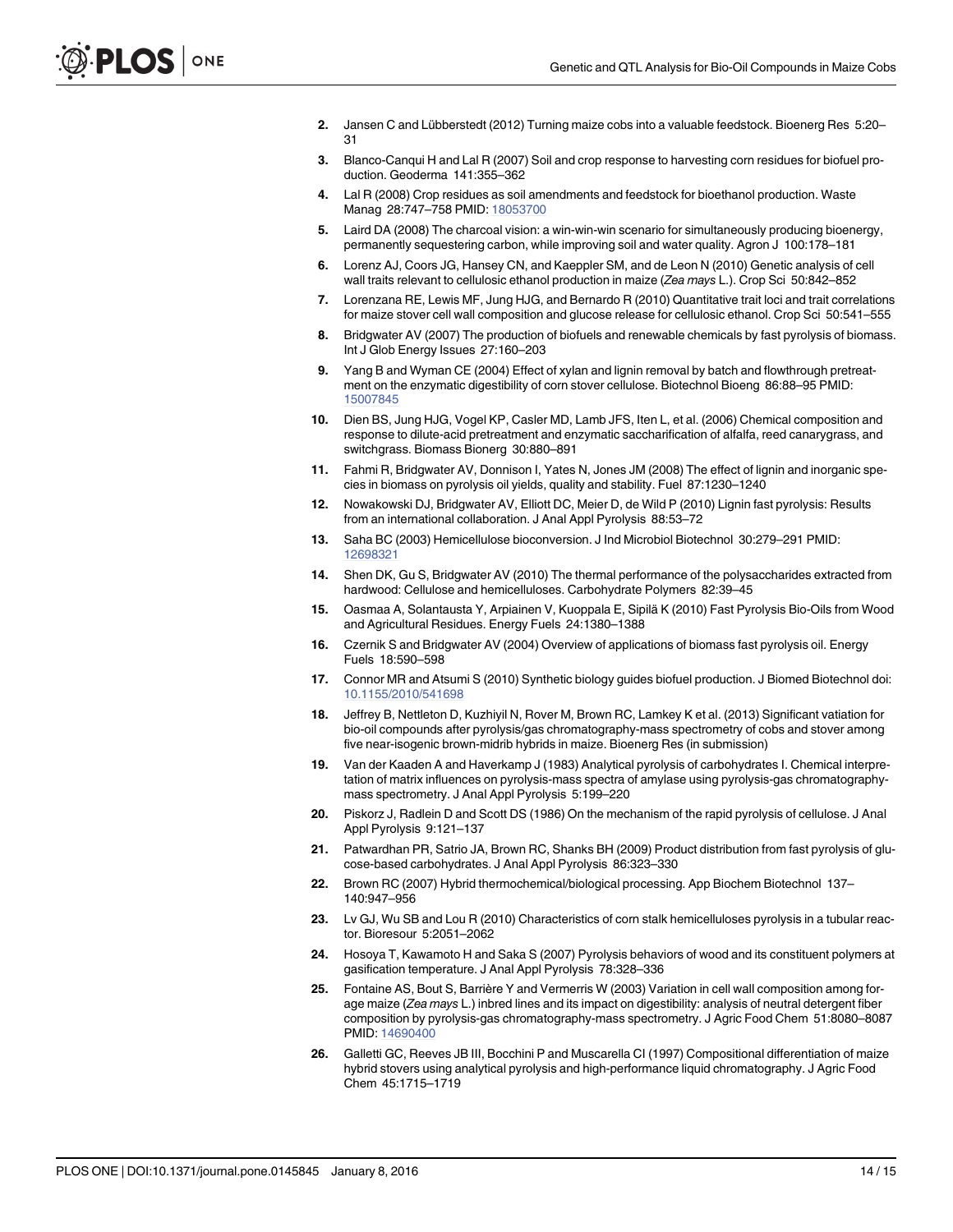2. Jansen C and Lübberstedt (2012) Turning maize cobs into a valuable feedstock. Bioenerg Res 5:20–31
3. Blanco-Canqui H and Lal R (2007) Soil and crop response to harvesting corn residues for biofuel production. Geoderma 141:355–362
4. Lal R (2008) Crop residues as soil amendments and feedstock for bioethanol production. Waste Manag 28:747–758 PMID: 18053700
5. Laird DA (2008) The charcoal vision: a win-win-win scenario for simultaneously producing bioenergy, permanently sequestering carbon, while improving soil and water quality. Agron J 100:178–181
6. Lorenz AJ, Coors JG, Hansey CN, and Kaeppler SM, and de Leon N (2010) Genetic analysis of cell wall traits relevant to cellulosic ethanol production in maize (*Zea mays* L.). Crop Sci 50:842–852
7. Lorenzana RE, Lewis MF, Jung HJG, and Bernardo R (2010) Quantitative trait loci and trait correlations for maize stover cell wall composition and glucose release for cellulosic ethanol. Crop Sci 50:541–555
8. Bridgwater AV (2007) The production of biofuels and renewable chemicals by fast pyrolysis of biomass. Int J Glob Energy Issues 27:160–203
9. Yang B and Wyman CE (2004) Effect of xylan and lignin removal by batch and flowthrough pretreatment on the enzymatic digestibility of corn stover cellulose. Biotechnol Bioeng 86:88–95 PMID: 15007845
10. Dien BS, Jung HJG, Vogel KP, Casler MD, Lamb JFS, Iten L, et al. (2006) Chemical composition and response to dilute-acid pretreatment and enzymatic saccharification of alfalfa, reed canarygrass, and switchgrass. Biomass Bioenerg 30:880–891
11. Fahmi R, Bridgwater AV, Donnison I, Yates N, Jones JM (2008) The effect of lignin and inorganic species in biomass on pyrolysis oil yields, quality and stability. Fuel 87:1230–1240
12. Nowakowski DJ, Bridgwater AV, Elliott DC, Meier D, de Wild P (2010) Lignin fast pyrolysis: Results from an international collaboration. J Anal Appl Pyrolysis 88:53–72
13. Saha BC (2003) Hemicellulose bioconversion. J Ind Microbiol Biotechnol 30:279–291 PMID: 12698321
14. Shen DK, Gu S, Bridgwater AV (2010) The thermal performance of the polysaccharides extracted from hardwood: Cellulose and hemicelluloses. Carbohydrate Polymers 82:39–45
15. Oasmaa A, Solantausta Y, Arpiainen V, Kuoppala E, Sipilä K (2010) Fast Pyrolysis Bio-Oils from Wood and Agricultural Residues. Energy Fuels 24:1380–1388
16. Czernik S and Bridgwater AV (2004) Overview of applications of biomass fast pyrolysis oil. Energy Fuels 18:590–598
17. Connor MR and Atsumi S (2010) Synthetic biology guides biofuel production. J Biomed Biotechnol doi: 10.1155/2010/541698
18. Jeffrey B, Nettleton D, Kuzhiyil N, Rover M, Brown RC, Lamkey K et al. (2013) Significant vatiation for bio-oil compounds after pyrolysis/gas chromatography-mass spectrometry of cobs and stover among five near-isogenic brown-midrib hybrids in maize. Bioenerg Res (in submission)
19. Van der Kaaden A and Haverkamp J (1983) Analytical pyrolysis of carbohydrates I. Chemical interpretation of matrix influences on pyrolysis-mass spectra of amylase using pyrolysis-gas chromatography-mass spectrometry. J Anal Appl Pyrolysis 5:199–220
20. Piskorz J, Radlein D and Scott DS (1986) On the mechanism of the rapid pyrolysis of cellulose. J Anal Appl Pyrolysis 9:121–137
21. Patwardhan PR, Satrio JA, Brown RC, Shanks BH (2009) Product distribution from fast pyrolysis of glucose-based carbohydrates. J Anal Appl Pyrolysis 86:323–330
22. Brown RC (2007) Hybrid thermochemical/biological processing. App Biochem Biotechnol 137–140:947–956
23. Lv GJ, Wu SB and Lou R (2010) Characteristics of corn stalk hemicelluloses pyrolysis in a tubular reactor. Bioresour 5:2051–2062
24. Hosoya T, Kawamoto H and Saka S (2007) Pyrolysis behaviors of wood and its constituent polymers at gasification temperature. J Anal Appl Pyrolysis 78:328–336
25. Fontaine AS, Bout S, Barrière Y and Vermerris W (2003) Variation in cell wall composition among forage maize (*Zea mays* L.) inbred lines and its impact on digestibility: analysis of neutral detergent fiber composition by pyrolysis-gas chromatography-mass spectrometry. J Agric Food Chem 51:8080–8087 PMID: 14690400
26. Galletti GC, Reeves JB III, Bocchini P and Muscarella CI (1997) Compositional differentiation of maize hybrid stovers using analytical pyrolysis and high-performance liquid chromatography. J Agric Food Chem 45:1715–1719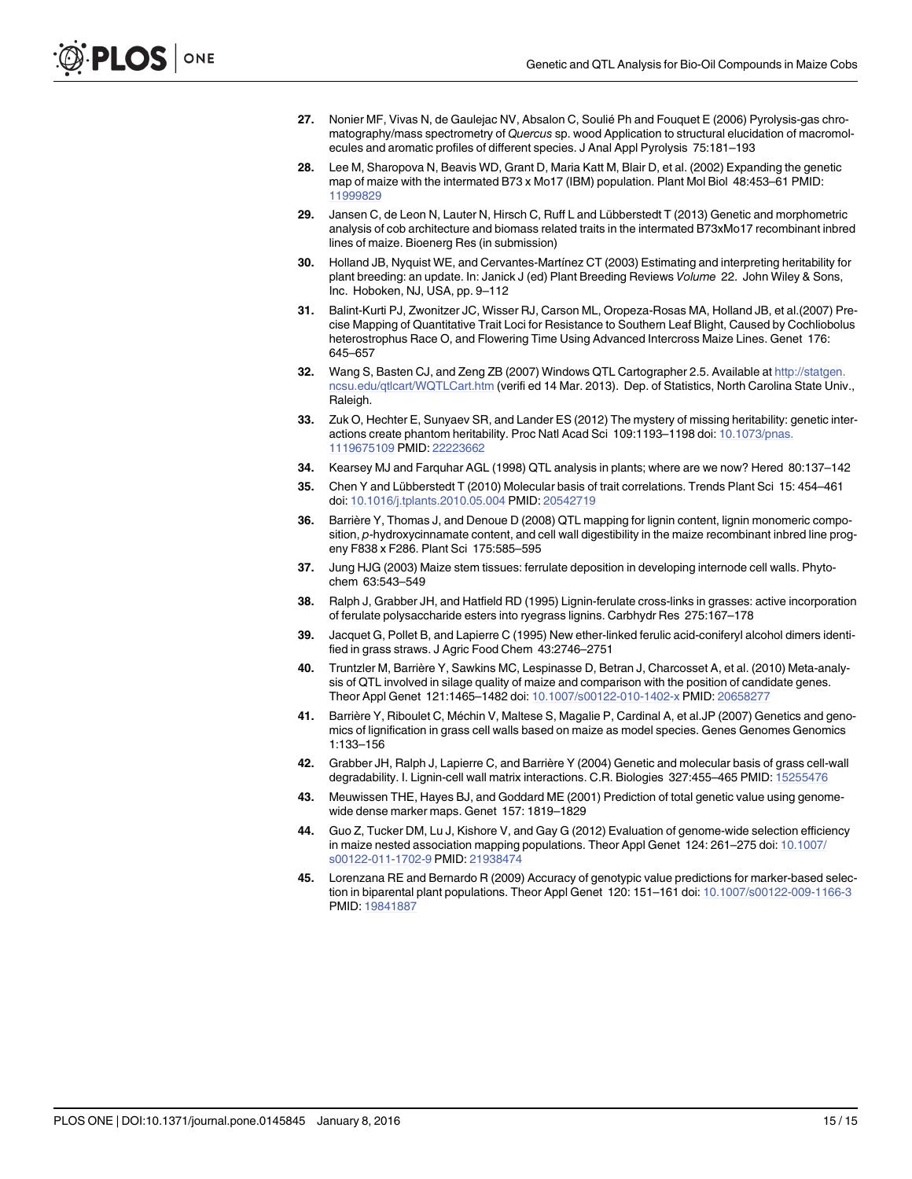27. Nonier MF, Vivas N, de Gaulejac NV, Absalon C, Soulié Ph and Fouquet E (2006) Pyrolysis-gas chromatography/mass spectrometry of *Quercus* sp. wood Application to structural elucidation of macromolecules and aromatic profiles of different species. J Anal Appl Pyrolysis 75:181–193
28. Lee M, Sharopova N, Beavis WD, Grant D, Maria Katt M, Blair D, et al. (2002) Expanding the genetic map of maize with the intermated B73 x Mo17 (IBM) population. Plant Mol Biol 48:453–61 PMID: 11999829
29. Jansen C, de Leon N, Lauter N, Hirsch C, Ruff L and Lübberstedt T (2013) Genetic and morphometric analysis of cob architecture and biomass related traits in the intermated B73xMo17 recombinant inbred lines of maize. Bioenerg Res (in submission)
30. Holland JB, Nyquist WE, and Cervantes-Martínez CT (2003) Estimating and interpreting heritability for plant breeding: an update. In: Janick J (ed) Plant Breeding Reviews *Volume* 22. John Wiley & Sons, Inc. Hoboken, NJ, USA, pp. 9–112
31. Balint-Kurti PJ, Zwonitzer JC, Wisser RJ, Carson ML, Oropeza-Rosas MA, Holland JB, et al.(2007) Precise Mapping of Quantitative Trait Loci for Resistance to Southern Leaf Blight, Caused by Cochliobolus heterostrophus Race O, and Flowering Time Using Advanced Intercross Maize Lines. Genet 176: 645–657
32. Wang S, Basten CJ, and Zeng ZB (2007) Windows QTL Cartographer 2.5. Available at http://statgen.ncsu.edu/qtlcart/WQTLCart.htm (verifi ed 14 Mar. 2013). Dep. of Statistics, North Carolina State Univ., Raleigh.
33. Zuk O, Hechter E, Sunyaev SR, and Lander ES (2012) The mystery of missing heritability: genetic interactions create phantom heritability. Proc Natl Acad Sci 109:1193–1198 doi: 10.1073/pnas.1119675109 PMID: 22223662
34. Kearsey MJ and Farquhar AGL (1998) QTL analysis in plants; where are we now? Hered 80:137–142
35. Chen Y and Lübberstedt T (2010) Molecular basis of trait correlations. Trends Plant Sci 15: 454–461 doi: 10.1016/j.tplants.2010.05.004 PMID: 20542719
36. Barrière Y, Thomas J, and Denoue D (2008) QTL mapping for lignin content, lignin monomeric composition, *p*-hydroxycinnamate content, and cell wall digestibility in the maize recombinant inbred line progeny F838 x F286. Plant Sci 175:585–595
37. Jung HJG (2003) Maize stem tissues: ferrulate deposition in developing internode cell walls. Phytochem 63:543–549
38. Ralph J, Grabber JH, and Hatfield RD (1995) Lignin-ferulate cross-links in grasses: active incorporation of ferulate polysaccharide esters into ryegrass lignins. Carbhydr Res 275:167–178
39. Jacquet G, Pollet B, and Lapierre C (1995) New ether-linked ferulic acid-coniferyl alcohol dimers identified in grass straws. J Agric Food Chem 43:2746–2751
40. Truntzler M, Barrière Y, Sawkins MC, Lespinasse D, Betran J, Charcosset A, et al. (2010) Meta-analysis of QTL involved in silage quality of maize and comparison with the position of candidate genes. Theor Appl Genet 121:1465–1482 doi: 10.1007/s00122-010-1402-x PMID: 20658277
41. Barrière Y, Riboulet C, Méchin V, Maltese S, Magalie P, Cardinal A, et al.JP (2007) Genetics and genomics of lignification in grass cell walls based on maize as model species. Genes Genomes Genomics 1:133–156
42. Grabber JH, Ralph J, Lapierre C, and Barrière Y (2004) Genetic and molecular basis of grass cell-wall degradability. I. Lignin-cell wall matrix interactions. C.R. Biologies 327:455–465 PMID: 15255476
43. Meuwissen THE, Hayes BJ, and Goddard ME (2001) Prediction of total genetic value using genome-wide dense marker maps. Genet 157: 1819–1829
44. Guo Z, Tucker DM, Lu J, Kishore V, and Gay G (2012) Evaluation of genome-wide selection efficiency in maize nested association mapping populations. Theor Appl Genet 124: 261–275 doi: 10.1007/s00122-011-1702-9 PMID: 21938474
45. Lorenzana RE and Bernardo R (2009) Accuracy of genotypic value predictions for marker-based selection in biparental plant populations. Theor Appl Genet 120: 151–161 doi: 10.1007/s00122-009-1166-3 PMID: 19841887